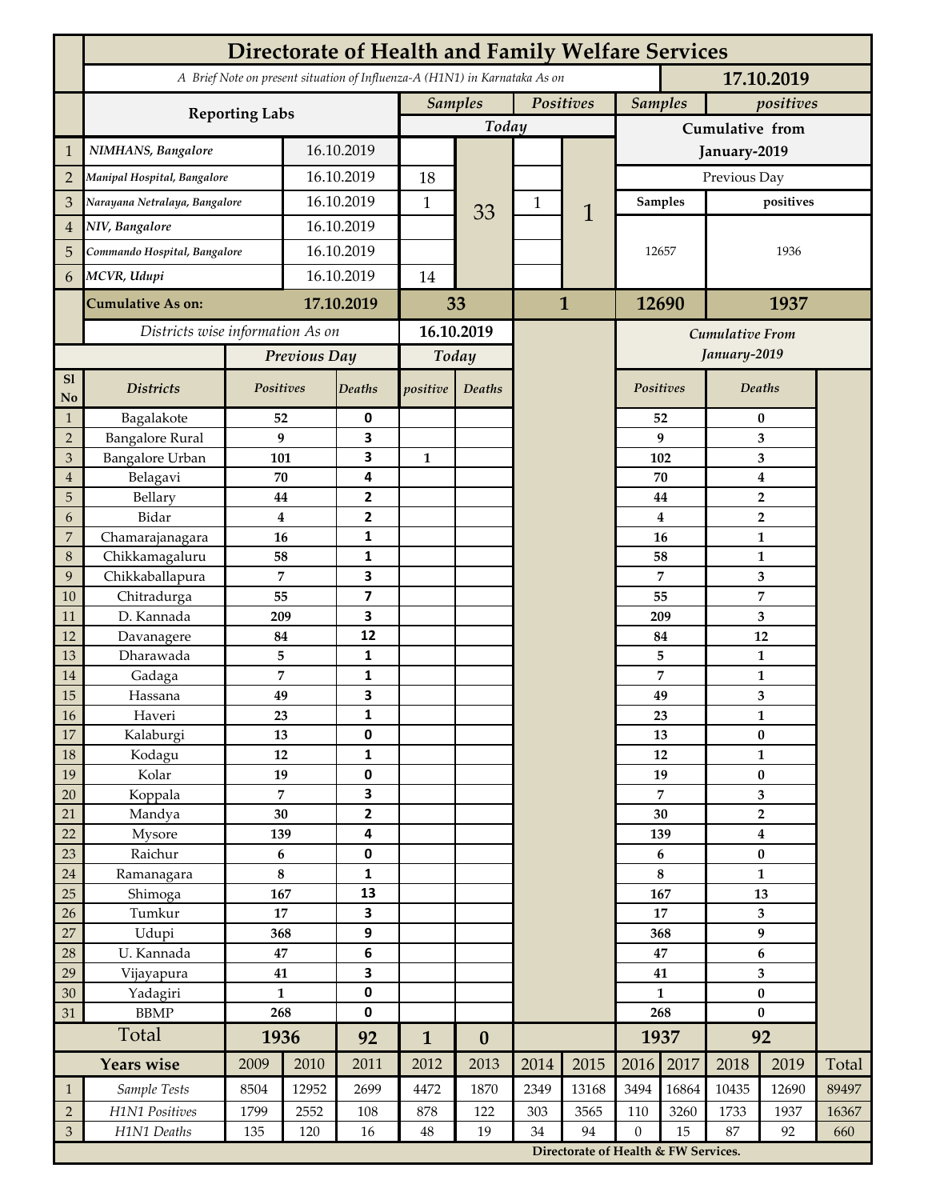# Directorate of Health and Family Welfare Services

*A Brief Note on present situation of Influenza-A (H1N1) in Karnataka As on* **17.10.2019**

| | Reporting Labs | | Samples Today | | Positives Today | | Samples (Cumulative from January-2019) | positives (Cumulative from January-2019) |
|---|---|---|---|---|---|---|---|---|
| | | | | | | | **Previous Day** | |
| | | | | | | | **Samples** | **positives** |
| 1 | *NIMHANS, Bangalore* | 16.10.2019 | | 33 | | 1 | 12657 | 1936 |
| 2 | *Manipal Hospital, Bangalore* | 16.10.2019 | 18 | | | | | |
| 3 | *Narayana Netralaya, Bangalore* | 16.10.2019 | 1 | | 1 | | | |
| 4 | *NIV, Bangalore* | 16.10.2019 | | | | | | |
| 5 | *Commando Hospital, Bangalore* | 16.10.2019 | | | | | | |
| 6 | *MCVR, Udupi* | 16.10.2019 | 14 | | | | | |
| | **Cumulative As on:** | **17.10.2019** | **33** | | **1** | | **12690** | **1937** |

*Districts wise information As on* **16.10.2019**

| Sl No | Districts | Previous Day Positives | Previous Day Deaths | Today positive | Today Deaths | Cumulative From January-2019 Positives | Cumulative From January-2019 Deaths |
|---|---|---|---|---|---|---|---|
| 1 | Bagalakote | 52 | 0 | | | 52 | 0 |
| 2 | Bangalore Rural | 9 | 3 | | | 9 | 3 |
| 3 | Bangalore Urban | 101 | 3 | 1 | | 102 | 3 |
| 4 | Belagavi | 70 | 4 | | | 70 | 4 |
| 5 | Bellary | 44 | 2 | | | 44 | 2 |
| 6 | Bidar | 4 | 2 | | | 4 | 2 |
| 7 | Chamarajanagara | 16 | 1 | | | 16 | 1 |
| 8 | Chikkamagaluru | 58 | 1 | | | 58 | 1 |
| 9 | Chikkaballapura | 7 | 3 | | | 7 | 3 |
| 10 | Chitradurga | 55 | 7 | | | 55 | 7 |
| 11 | D. Kannada | 209 | 3 | | | 209 | 3 |
| 12 | Davanagere | 84 | 12 | | | 84 | 12 |
| 13 | Dharawada | 5 | 1 | | | 5 | 1 |
| 14 | Gadaga | 7 | 1 | | | 7 | 1 |
| 15 | Hassana | 49 | 3 | | | 49 | 3 |
| 16 | Haveri | 23 | 1 | | | 23 | 1 |
| 17 | Kalaburgi | 13 | 0 | | | 13 | 0 |
| 18 | Kodagu | 12 | 1 | | | 12 | 1 |
| 19 | Kolar | 19 | 0 | | | 19 | 0 |
| 20 | Koppala | 7 | 3 | | | 7 | 3 |
| 21 | Mandya | 30 | 2 | | | 30 | 2 |
| 22 | Mysore | 139 | 4 | | | 139 | 4 |
| 23 | Raichur | 6 | 0 | | | 6 | 0 |
| 24 | Ramanagara | 8 | 1 | | | 8 | 1 |
| 25 | Shimoga | 167 | 13 | | | 167 | 13 |
| 26 | Tumkur | 17 | 3 | | | 17 | 3 |
| 27 | Udupi | 368 | 9 | | | 368 | 9 |
| 28 | U. Kannada | 47 | 6 | | | 47 | 6 |
| 29 | Vijayapura | 41 | 3 | | | 41 | 3 |
| 30 | Yadagiri | 1 | 0 | | | 1 | 0 |
| 31 | BBMP | 268 | 0 | | | 268 | 0 |
| | **Total** | **1936** | **92** | **1** | **0** | **1937** | **92** |

| | Years wise | 2009 | 2010 | 2011 | 2012 | 2013 | 2014 | 2015 | 2016 | 2017 | 2018 | 2019 | Total |
|---|---|---|---|---|---|---|---|---|---|---|---|---|---|
| 1 | *Sample Tests* | 8504 | 12952 | 2699 | 4472 | 1870 | 2349 | 13168 | 3494 | 16864 | 10435 | 12690 | 89497 |
| 2 | *H1N1 Positives* | 1799 | 2552 | 108 | 878 | 122 | 303 | 3565 | 110 | 3260 | 1733 | 1937 | 16367 |
| 3 | *H1N1 Deaths* | 135 | 120 | 16 | 48 | 19 | 34 | 94 | 0 | 15 | 87 | 92 | 660 |

**Directorate of Health & FW Services.**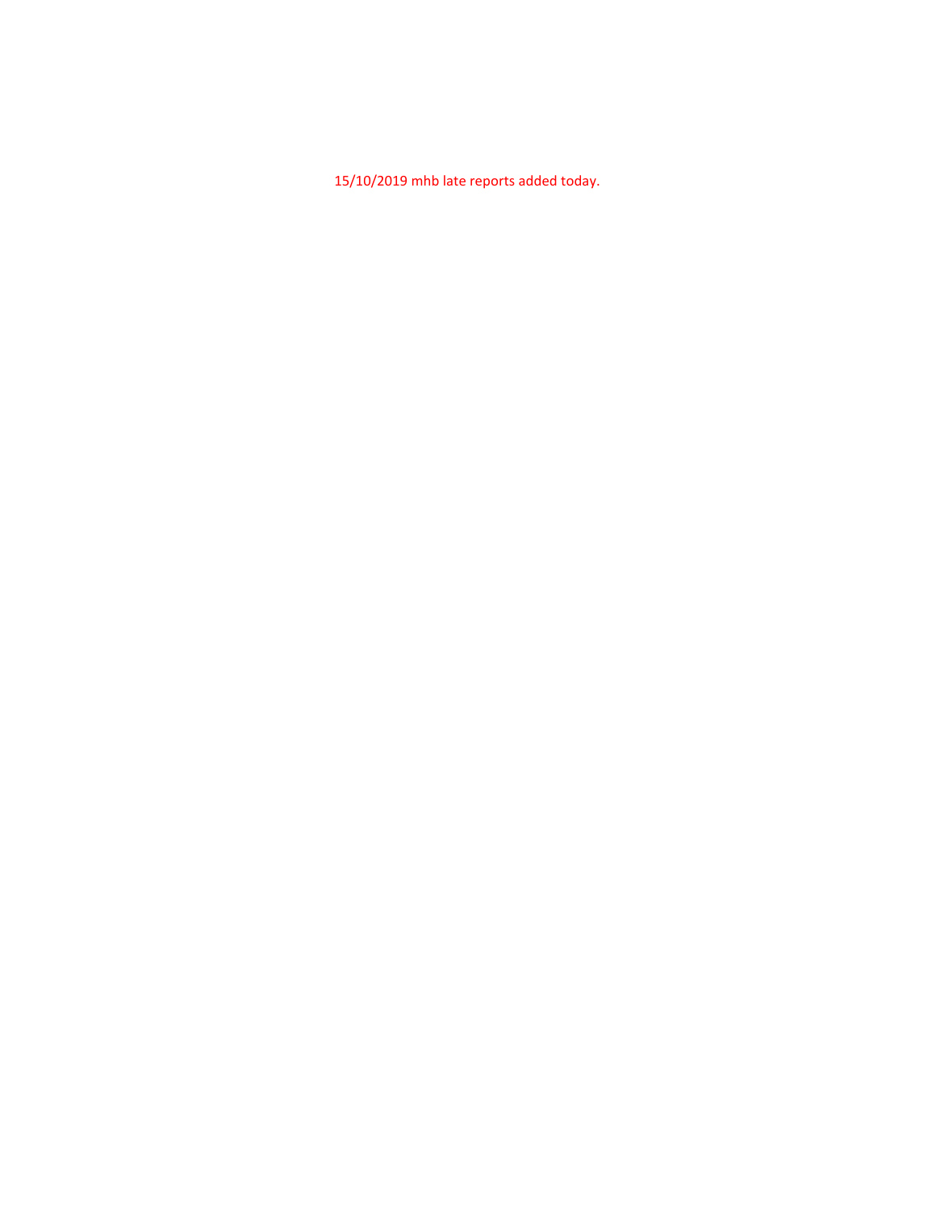15/10/2019 mhb late reports added today.